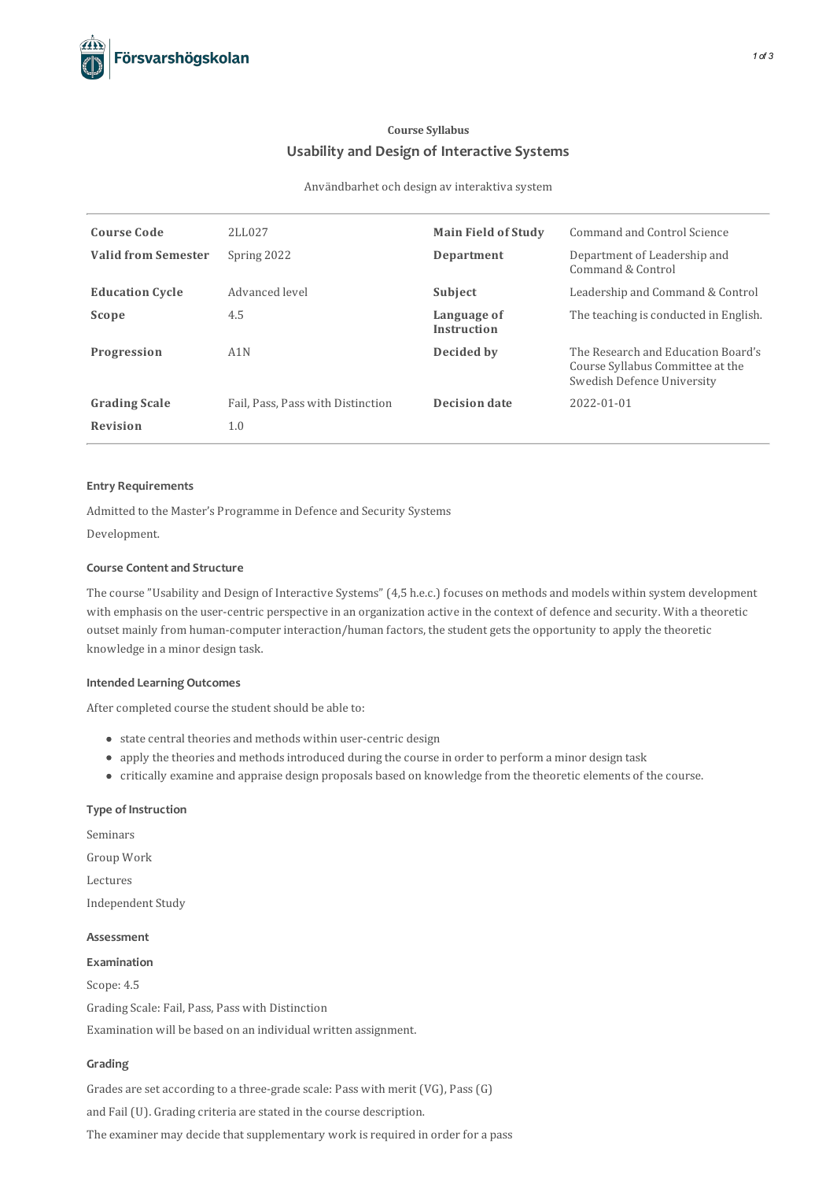Course Syllabus

# Usability and Design of Interactive Systems

Användbarhet och design av interaktiva system

| | | | |
|---|---|---|---|
| **Course Code** | 2LL027 | **Main Field of Study** | Command and Control Science |
| **Valid from Semester** | Spring 2022 | **Department** | Department of Leadership and Command & Control |
| **Education Cycle** | Advanced level | **Subject** | Leadership and Command & Control |
| **Scope** | 4.5 | **Language of Instruction** | The teaching is conducted in English. |
| **Progression** | A1N | **Decided by** | The Research and Education Board's Course Syllabus Committee at the Swedish Defence University |
| **Grading Scale** | Fail, Pass, Pass with Distinction | **Decision date** | 2022-01-01 |
| **Revision** | 1.0 | | |

#### Entry Requirements

Admitted to the Master's Programme in Defence and Security Systems

Development.

#### Course Content and Structure

The course "Usability and Design of Interactive Systems" (4,5 h.e.c.) focuses on methods and models within system development with emphasis on the user-centric perspective in an organization active in the context of defence and security. With a theoretic outset mainly from human-computer interaction/human factors, the student gets the opportunity to apply the theoretic knowledge in a minor design task.

#### Intended Learning Outcomes

After completed course the student should be able to:

- state central theories and methods within user-centric design
- apply the theories and methods introduced during the course in order to perform a minor design task
- critically examine and appraise design proposals based on knowledge from the theoretic elements of the course.

#### Type of Instruction

Seminars

Group Work

Lectures

Independent Study

#### Assessment

#### Examination

Scope: 4.5

Grading Scale: Fail, Pass, Pass with Distinction

Examination will be based on an individual written assignment.

#### Grading

Grades are set according to a three-grade scale: Pass with merit (VG), Pass (G)

and Fail (U). Grading criteria are stated in the course description.

The examiner may decide that supplementary work is required in order for a pass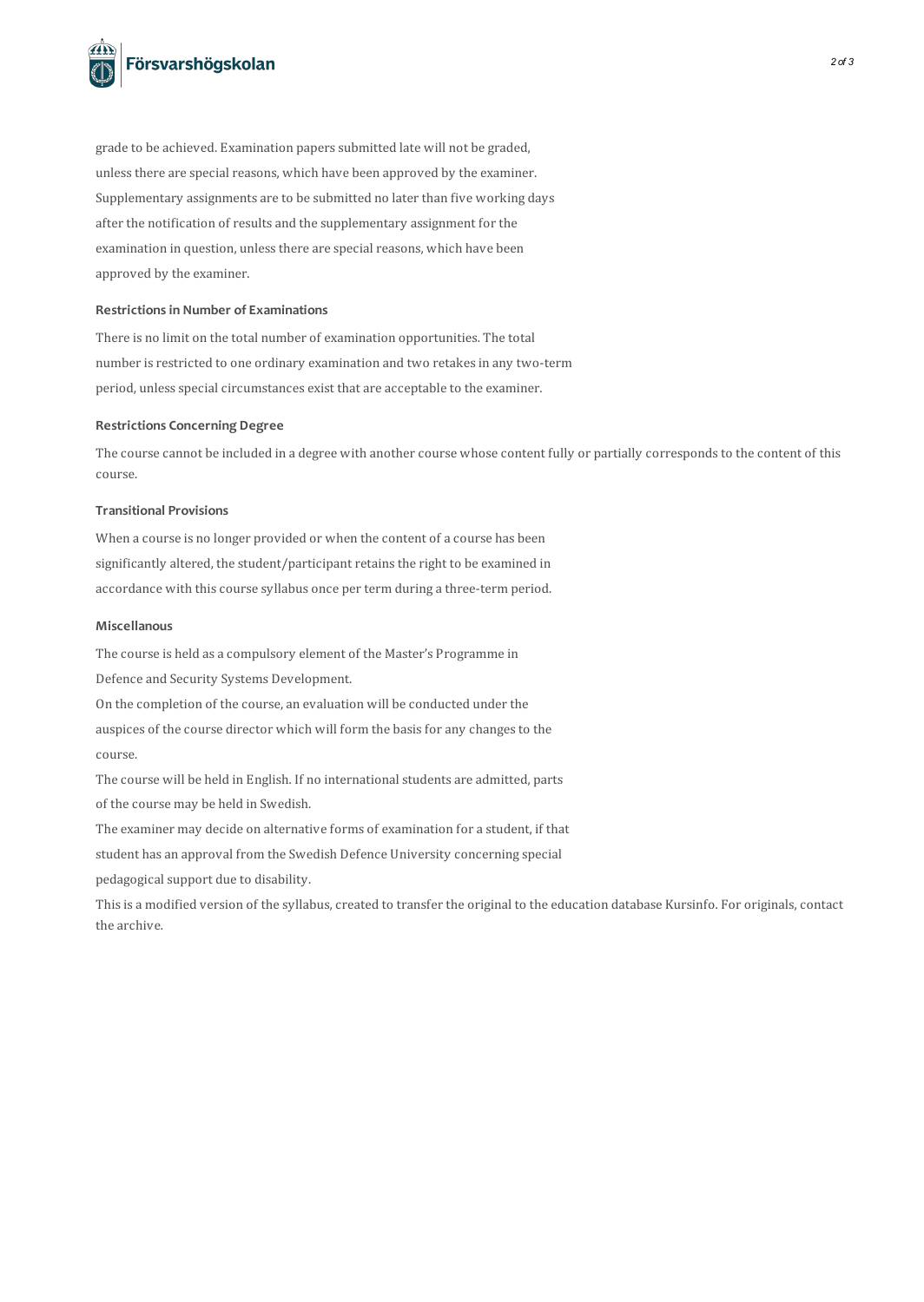grade to be achieved. Examination papers submitted late will not be graded, unless there are special reasons, which have been approved by the examiner. Supplementary assignments are to be submitted no later than five working days after the notification of results and the supplementary assignment for the examination in question, unless there are special reasons, which have been approved by the examiner.

### Restrictions in Number of Examinations

There is no limit on the total number of examination opportunities. The total number is restricted to one ordinary examination and two retakes in any two-term period, unless special circumstances exist that are acceptable to the examiner.

### Restrictions Concerning Degree

The course cannot be included in a degree with another course whose content fully or partially corresponds to the content of this course.

### Transitional Provisions

When a course is no longer provided or when the content of a course has been significantly altered, the student/participant retains the right to be examined in accordance with this course syllabus once per term during a three-term period.

### Miscellanous

The course is held as a compulsory element of the Master's Programme in Defence and Security Systems Development.

On the completion of the course, an evaluation will be conducted under the auspices of the course director which will form the basis for any changes to the course.

The course will be held in English. If no international students are admitted, parts of the course may be held in Swedish.

The examiner may decide on alternative forms of examination for a student, if that student has an approval from the Swedish Defence University concerning special pedagogical support due to disability.

This is a modified version of the syllabus, created to transfer the original to the education database Kursinfo. For originals, contact the archive.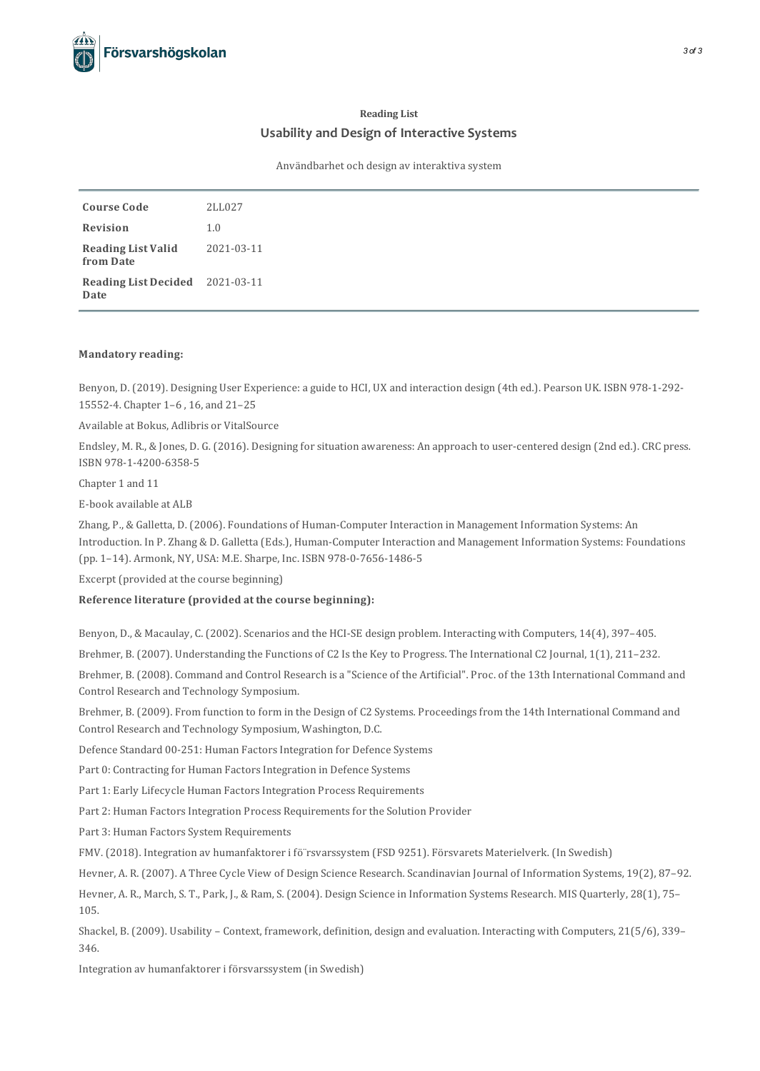**Reading List**

## Usability and Design of Interactive Systems

Användbarhet och design av interaktiva system

| | |
|---|---|
| **Course Code** | 2LL027 |
| **Revision** | 1.0 |
| **Reading List Valid from Date** | 2021-03-11 |
| **Reading List Decided Date** | 2021-03-11 |

**Mandatory reading:**

Benyon, D. (2019). Designing User Experience: a guide to HCI, UX and interaction design (4th ed.). Pearson UK. ISBN 978-1-292-15552-4. Chapter 1–6 , 16, and 21–25

Available at Bokus, Adlibris or VitalSource

Endsley, M. R., & Jones, D. G. (2016). Designing for situation awareness: An approach to user-centered design (2nd ed.). CRC press. ISBN 978-1-4200-6358-5

Chapter 1 and 11

E-book available at ALB

Zhang, P., & Galletta, D. (2006). Foundations of Human-Computer Interaction in Management Information Systems: An Introduction. In P. Zhang & D. Galletta (Eds.), Human-Computer Interaction and Management Information Systems: Foundations (pp. 1–14). Armonk, NY, USA: M.E. Sharpe, Inc. ISBN 978-0-7656-1486-5

Excerpt (provided at the course beginning)

**Reference literature (provided at the course beginning):**

Benyon, D., & Macaulay, C. (2002). Scenarios and the HCI-SE design problem. Interacting with Computers, 14(4), 397–405.

Brehmer, B. (2007). Understanding the Functions of C2 Is the Key to Progress. The International C2 Journal, 1(1), 211–232.

Brehmer, B. (2008). Command and Control Research is a "Science of the Artificial". Proc. of the 13th International Command and Control Research and Technology Symposium.

Brehmer, B. (2009). From function to form in the Design of C2 Systems. Proceedings from the 14th International Command and Control Research and Technology Symposium, Washington, D.C.

Defence Standard 00-251: Human Factors Integration for Defence Systems

Part 0: Contracting for Human Factors Integration in Defence Systems

Part 1: Early Lifecycle Human Factors Integration Process Requirements

Part 2: Human Factors Integration Process Requirements for the Solution Provider

Part 3: Human Factors System Requirements

FMV. (2018). Integration av humanfaktorer i fö¨rsvarssystem (FSD 9251). Försvarets Materielverk. (In Swedish)

Hevner, A. R. (2007). A Three Cycle View of Design Science Research. Scandinavian Journal of Information Systems, 19(2), 87–92.

Hevner, A. R., March, S. T., Park, J., & Ram, S. (2004). Design Science in Information Systems Research. MIS Quarterly, 28(1), 75–105.

Shackel, B. (2009). Usability – Context, framework, definition, design and evaluation. Interacting with Computers, 21(5/6), 339–346.

Integration av humanfaktorer i försvarssystem (in Swedish)